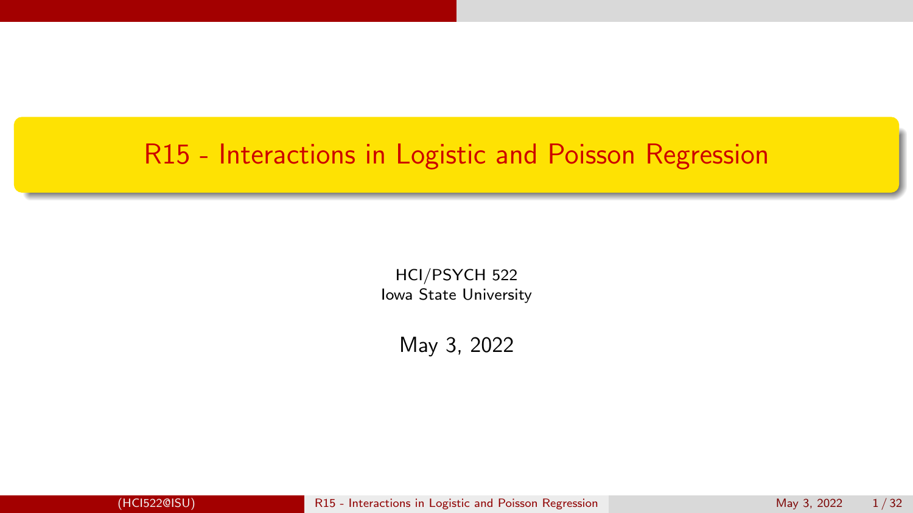# R15 - Interactions in Logistic and Poisson Regression

HCI/PSYCH 522
Iowa State University

May 3, 2022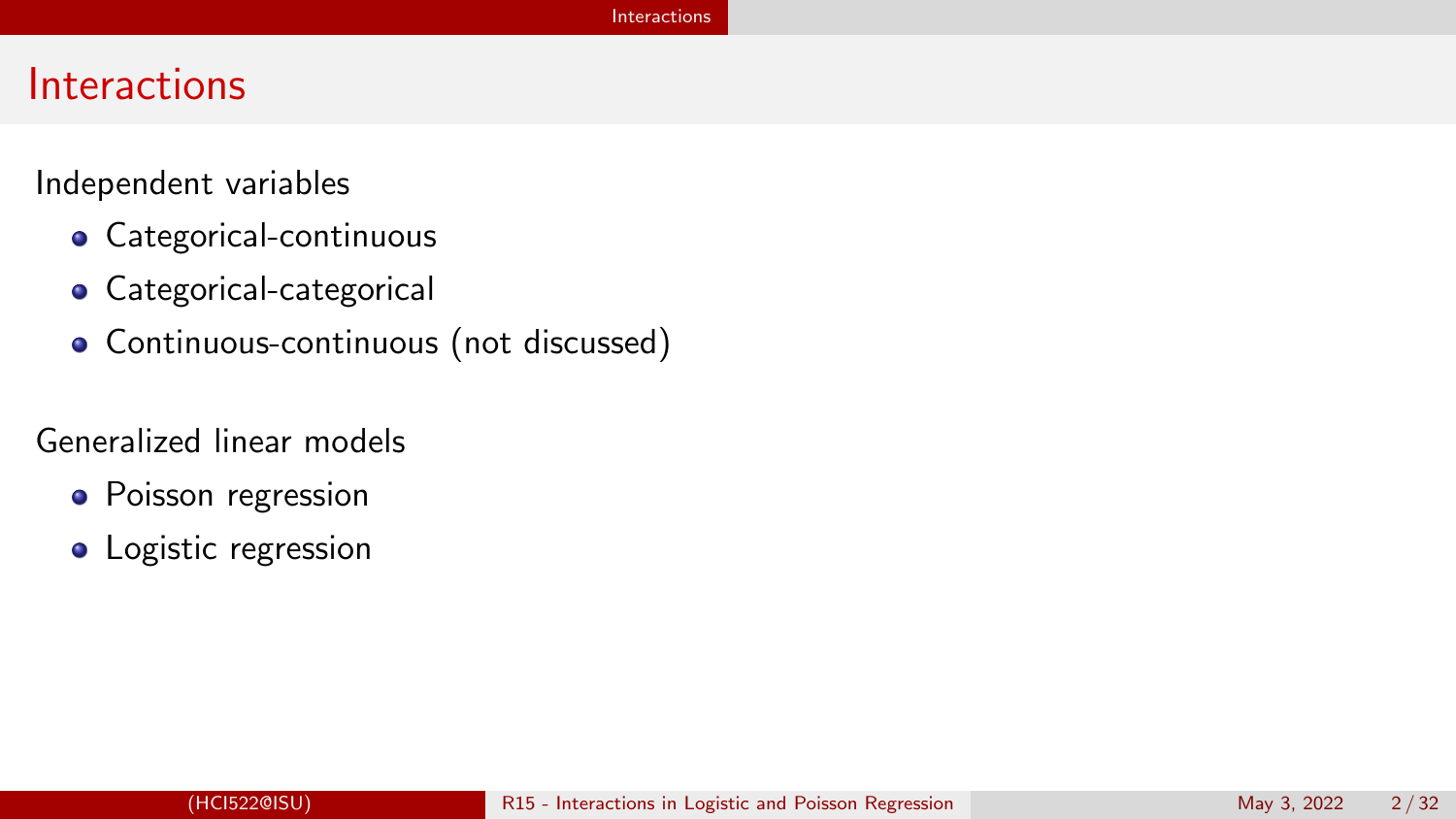# Interactions

Independent variables

- Categorical-continuous
- Categorical-categorical
- Continuous-continuous (not discussed)

Generalized linear models

- Poisson regression
- Logistic regression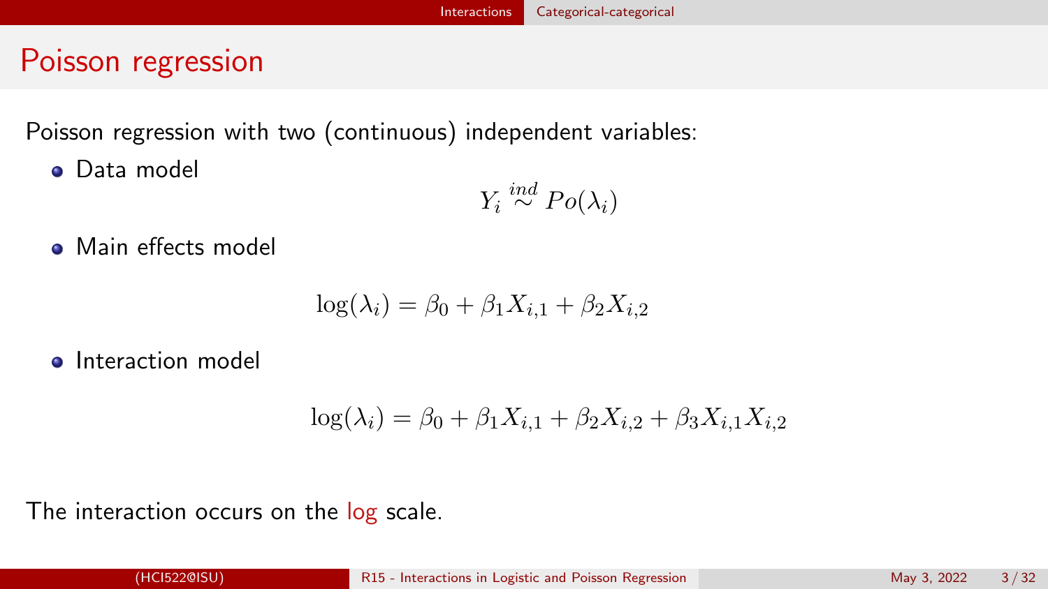## Poisson regression

Poisson regression with two (continuous) independent variables:

- Data model

$$Y_i \overset{ind}{\sim} Po(\lambda_i)$$

- Main effects model

$$\log(\lambda_i) = \beta_0 + \beta_1 X_{i,1} + \beta_2 X_{i,2}$$

- Interaction model

$$\log(\lambda_i) = \beta_0 + \beta_1 X_{i,1} + \beta_2 X_{i,2} + \beta_3 X_{i,1} X_{i,2}$$

The interaction occurs on the log scale.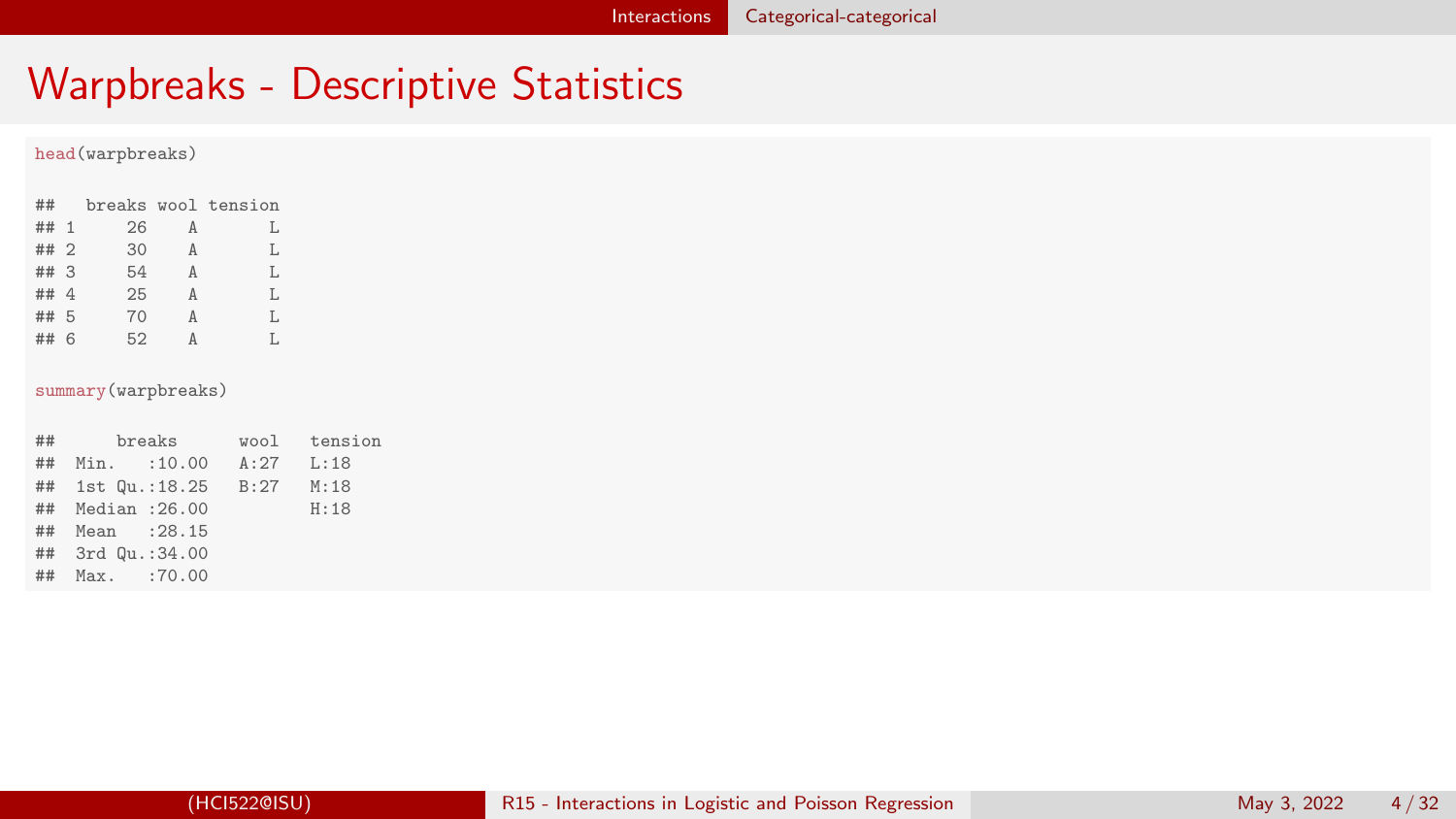# Warpbreaks - Descriptive Statistics

```
head(warpbreaks)
```

```
##   breaks wool tension
## 1     26    A       L
## 2     30    A       L
## 3     54    A       L
## 4     25    A       L
## 5     70    A       L
## 6     52    A       L
```

```
summary(warpbreaks)
```

```
##      breaks      wool   tension
##  Min.   :10.00   A:27   L:18
##  1st Qu.:18.25   B:27   M:18
##  Median :26.00          H:18
##  Mean   :28.15
##  3rd Qu.:34.00
##  Max.   :70.00
```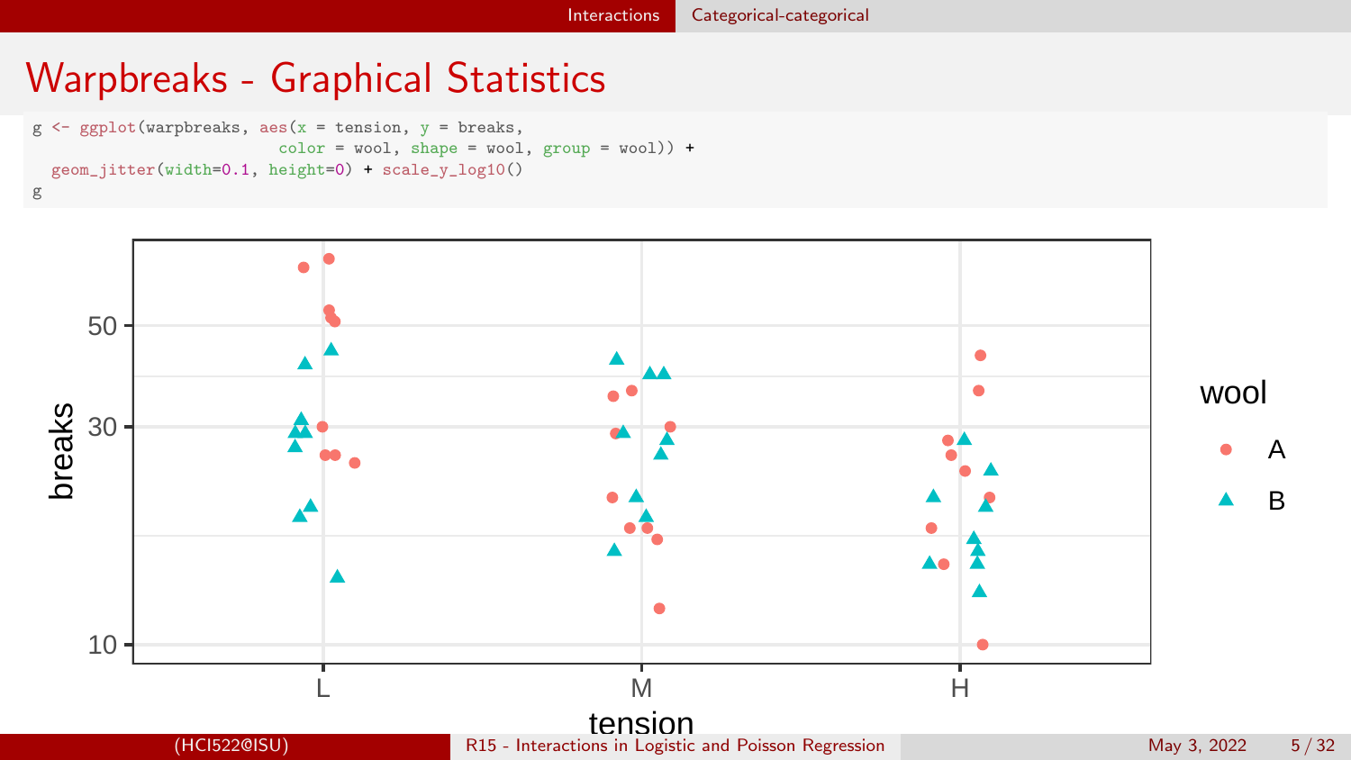# Warpbreaks - Graphical Statistics

```
g <- ggplot(warpbreaks, aes(x = tension, y = breaks,
                            color = wool, shape = wool, group = wool)) +
  geom_jitter(width=0.1, height=0) + scale_y_log10()
g
```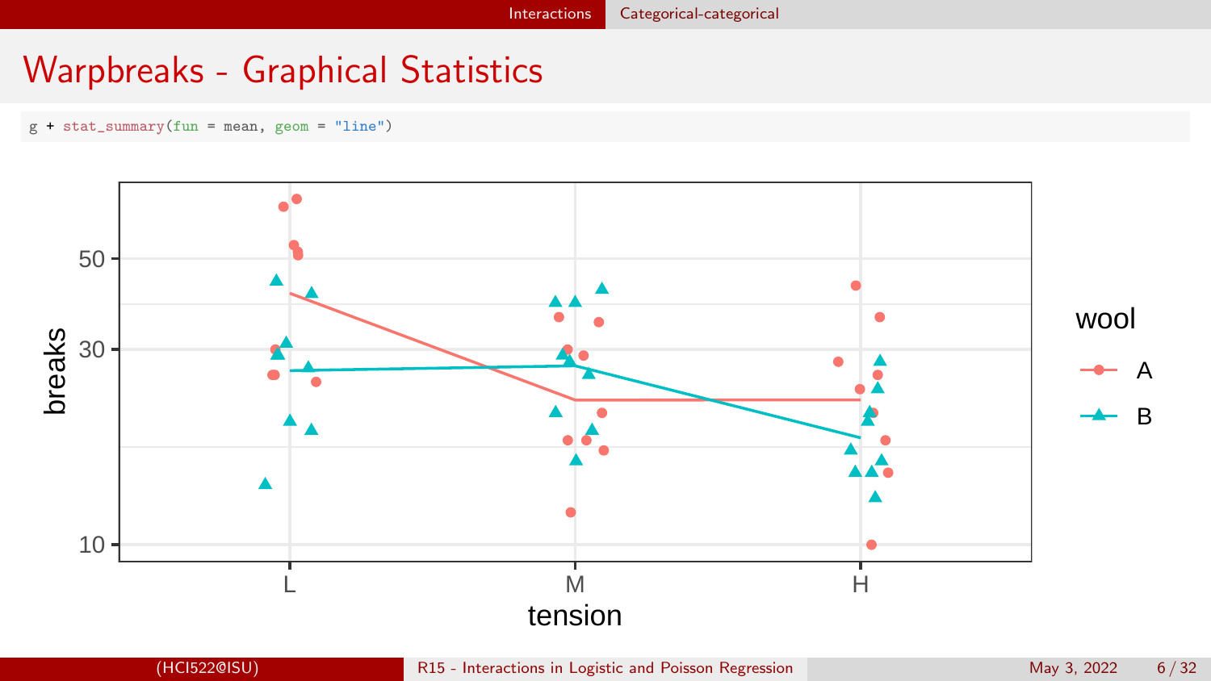# Warpbreaks - Graphical Statistics

```
g + stat_summary(fun = mean, geom = "line")
```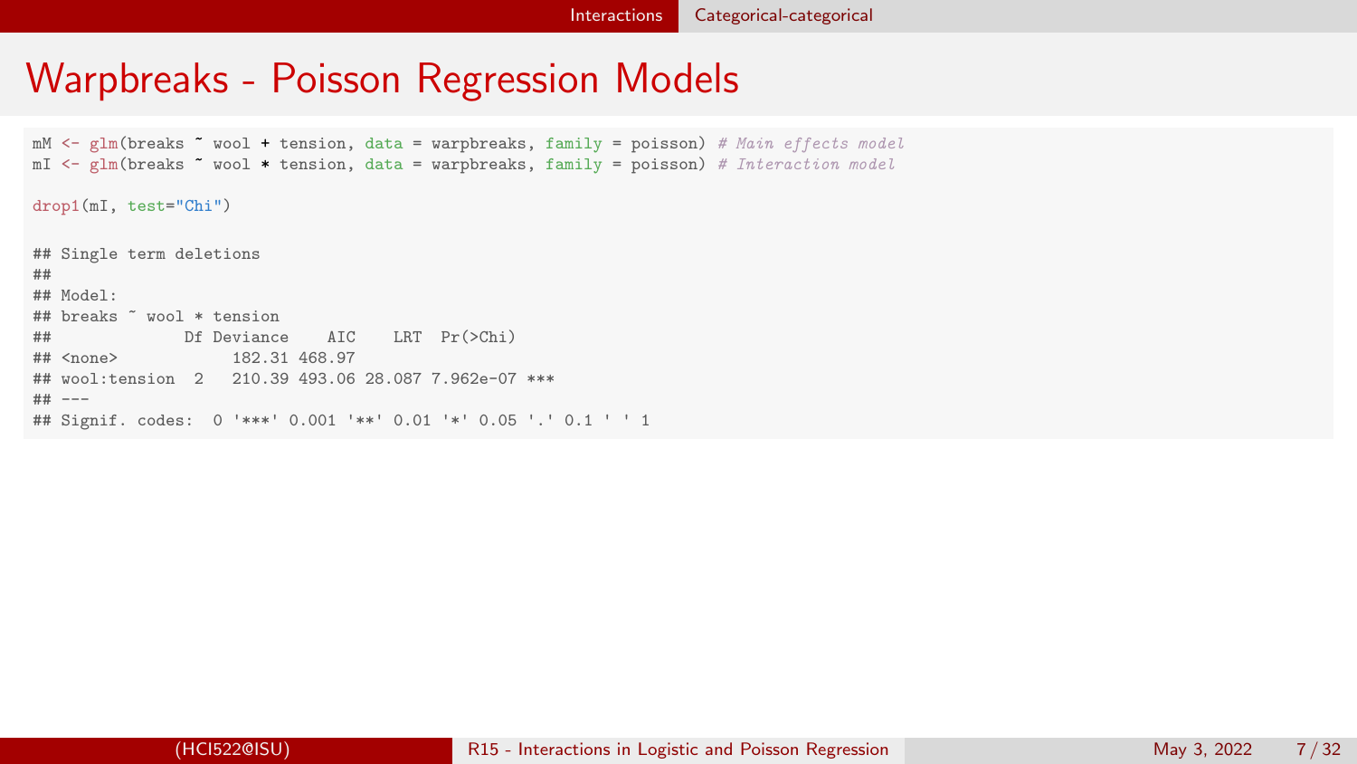# Warpbreaks - Poisson Regression Models

```
mM <- glm(breaks ~ wool + tension, data = warpbreaks, family = poisson) # Main effects model
mI <- glm(breaks ~ wool * tension, data = warpbreaks, family = poisson) # Interaction model

drop1(mI, test="Chi")

## Single term deletions
##
## Model:
## breaks ~ wool * tension
##              Df Deviance    AIC    LRT  Pr(>Chi)
## <none>            182.31 468.97
## wool:tension  2   210.39 493.06 28.087 7.962e-07 ***
## ---
## Signif. codes:  0 '***' 0.001 '**' 0.01 '*' 0.05 '.' 0.1 ' ' 1
```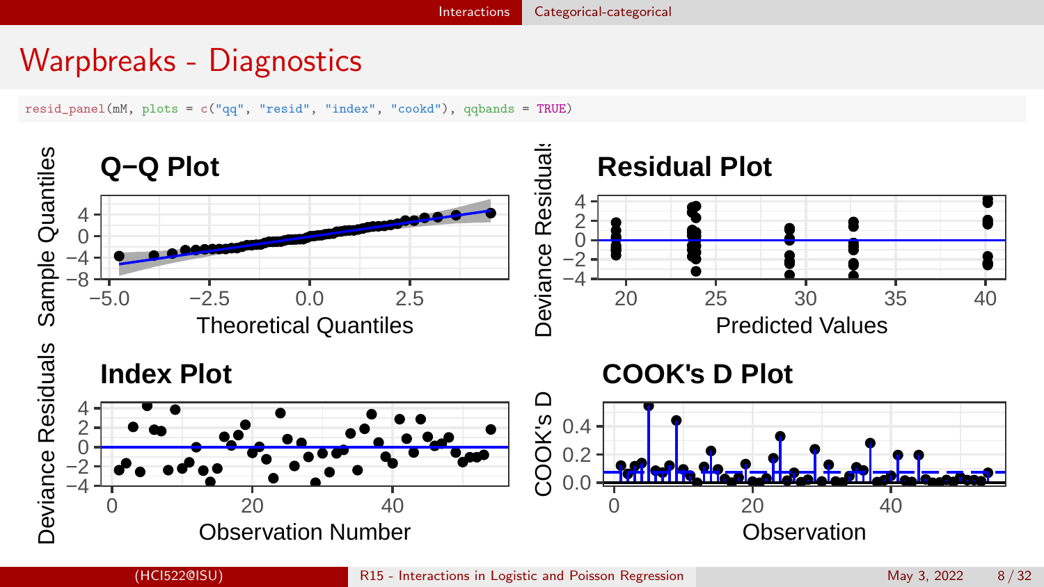# Warpbreaks - Diagnostics

```
resid_panel(mM, plots = c("qq", "resid", "index", "cookd"), qqbands = TRUE)
```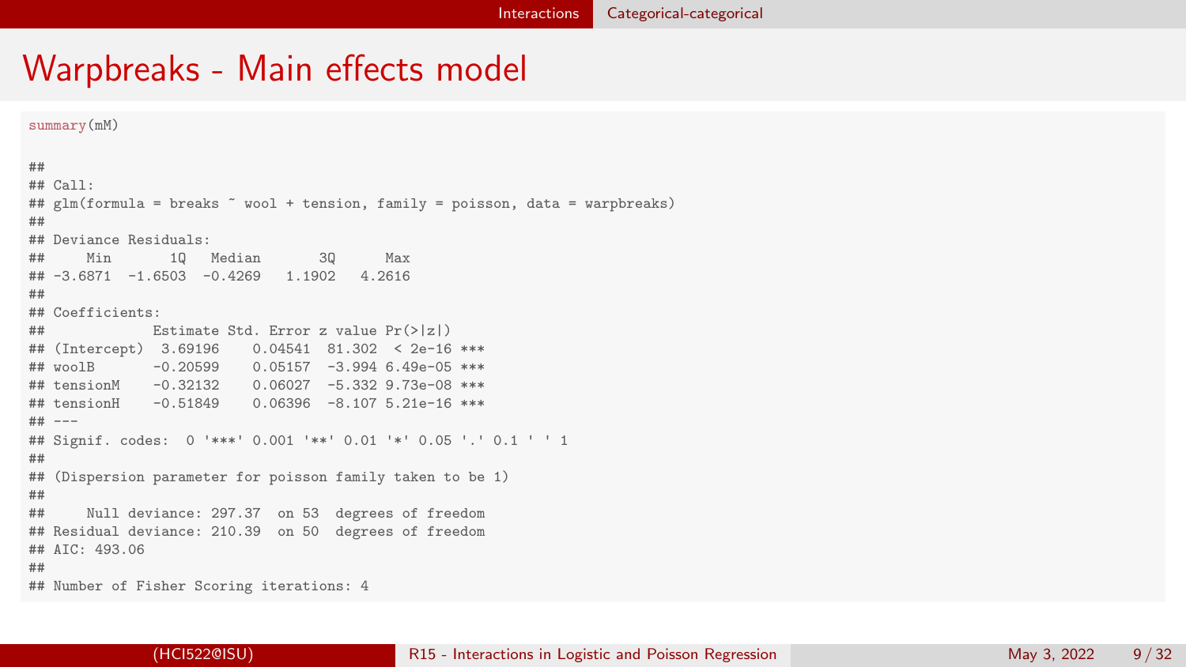# Warpbreaks - Main effects model

```
summary(mM)

##
## Call:
## glm(formula = breaks ~ wool + tension, family = poisson, data = warpbreaks)
##
## Deviance Residuals:
##     Min       1Q   Median       3Q      Max
## -3.6871  -1.6503  -0.4269   1.1902   4.2616
##
## Coefficients:
##             Estimate Std. Error z value Pr(>|z|)
## (Intercept)  3.69196    0.04541  81.302  < 2e-16 ***
## woolB       -0.20599    0.05157  -3.994 6.49e-05 ***
## tensionM    -0.32132    0.06027  -5.332 9.73e-08 ***
## tensionH    -0.51849    0.06396  -8.107 5.21e-16 ***
## ---
## Signif. codes:  0 '***' 0.001 '**' 0.01 '*' 0.05 '.' 0.1 ' ' 1
##
## (Dispersion parameter for poisson family taken to be 1)
##
##     Null deviance: 297.37  on 53  degrees of freedom
## Residual deviance: 210.39  on 50  degrees of freedom
## AIC: 493.06
##
## Number of Fisher Scoring iterations: 4
```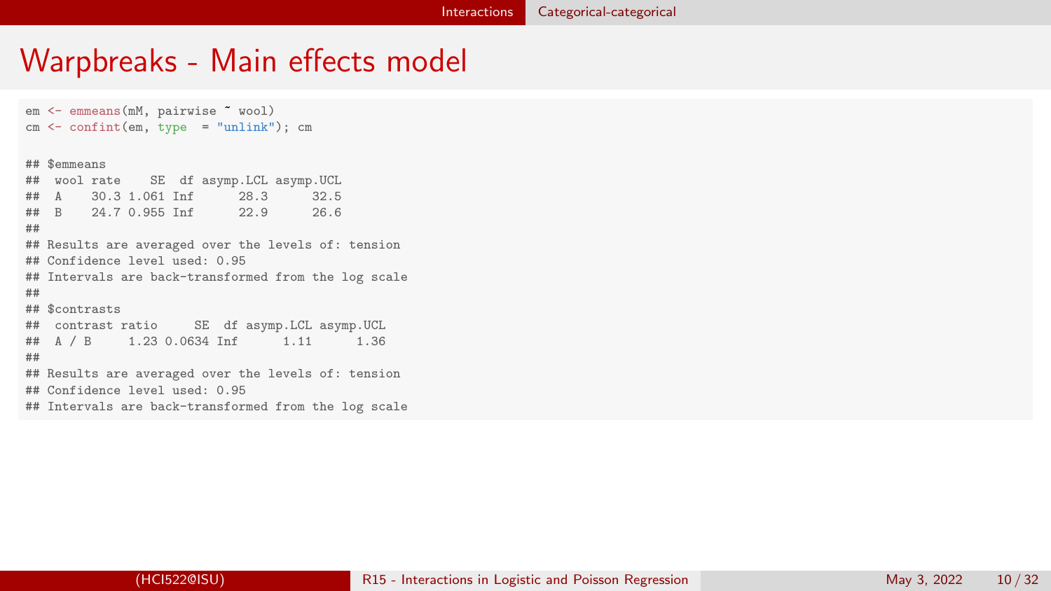# Warpbreaks - Main effects model

```
em <- emmeans(mM, pairwise ~ wool)
cm <- confint(em, type  = "unlink"); cm

## $emmeans
##  wool rate    SE  df asymp.LCL asymp.UCL
##  A    30.3 1.061 Inf      28.3      32.5
##  B    24.7 0.955 Inf      22.9      26.6
##
## Results are averaged over the levels of: tension
## Confidence level used: 0.95
## Intervals are back-transformed from the log scale
##
## $contrasts
##  contrast ratio     SE  df asymp.LCL asymp.UCL
##  A / B     1.23 0.0634 Inf      1.11      1.36
##
## Results are averaged over the levels of: tension
## Confidence level used: 0.95
## Intervals are back-transformed from the log scale
```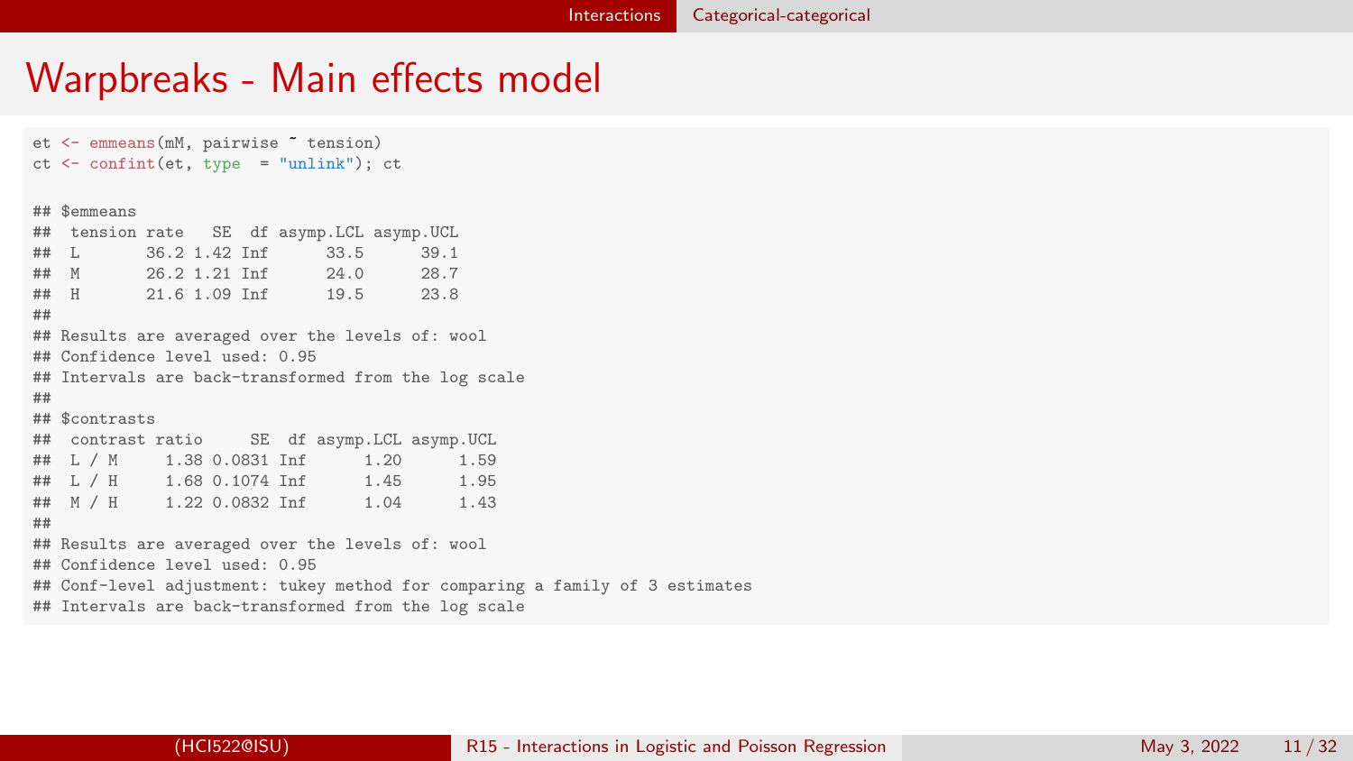# Warpbreaks - Main effects model

```
et <- emmeans(mM, pairwise ~ tension)
ct <- confint(et, type  = "unlink"); ct

## $emmeans
##  tension rate   SE  df asymp.LCL asymp.UCL
##  L       36.2 1.42 Inf      33.5      39.1
##  M       26.2 1.21 Inf      24.0      28.7
##  H       21.6 1.09 Inf      19.5      23.8
##
## Results are averaged over the levels of: wool
## Confidence level used: 0.95
## Intervals are back-transformed from the log scale
##
## $contrasts
##  contrast ratio     SE  df asymp.LCL asymp.UCL
##  L / M     1.38 0.0831 Inf      1.20      1.59
##  L / H     1.68 0.1074 Inf      1.45      1.95
##  M / H     1.22 0.0832 Inf      1.04      1.43
##
## Results are averaged over the levels of: wool
## Confidence level used: 0.95
## Conf-level adjustment: tukey method for comparing a family of 3 estimates
## Intervals are back-transformed from the log scale
```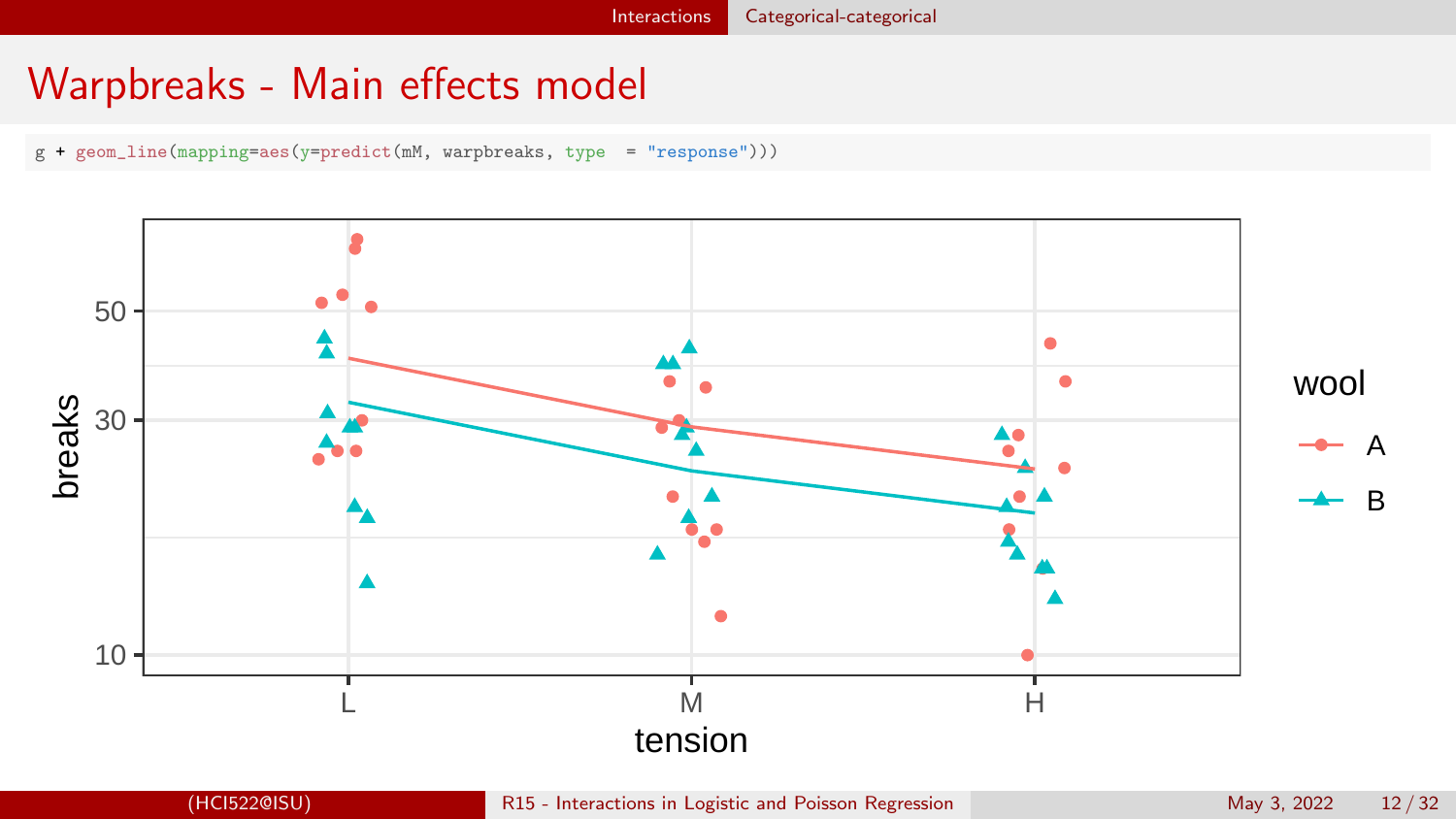# Warpbreaks - Main effects model

```
g + geom_line(mapping=aes(y=predict(mM, warpbreaks, type  = "response")))
```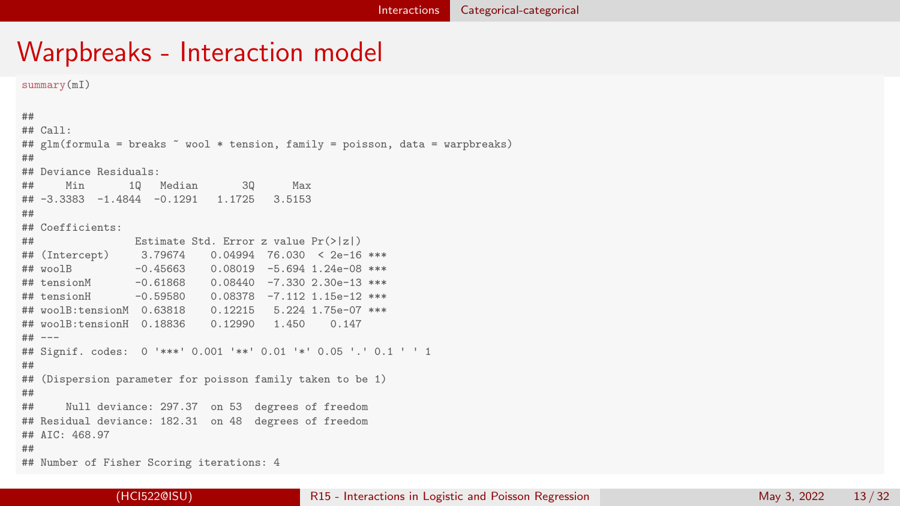# Warpbreaks - Interaction model

```
summary(mI)
```

```
##
## Call:
## glm(formula = breaks ~ wool * tension, family = poisson, data = warpbreaks)
##
## Deviance Residuals:
##     Min       1Q   Median       3Q      Max
## -3.3383  -1.4844  -0.1291   1.1725   3.5153
##
## Coefficients:
##                Estimate Std. Error z value Pr(>|z|)
## (Intercept)     3.79674    0.04994  76.030  < 2e-16 ***
## woolB          -0.45663    0.08019  -5.694 1.24e-08 ***
## tensionM       -0.61868    0.08440  -7.330 2.30e-13 ***
## tensionH       -0.59580    0.08378  -7.112 1.15e-12 ***
## woolB:tensionM  0.63818    0.12215   5.224 1.75e-07 ***
## woolB:tensionH  0.18836    0.12990   1.450    0.147
## ---
## Signif. codes:  0 '***' 0.001 '**' 0.01 '*' 0.05 '.' 0.1 ' ' 1
##
## (Dispersion parameter for poisson family taken to be 1)
##
##     Null deviance: 297.37  on 53  degrees of freedom
## Residual deviance: 182.31  on 48  degrees of freedom
## AIC: 468.97
##
## Number of Fisher Scoring iterations: 4
```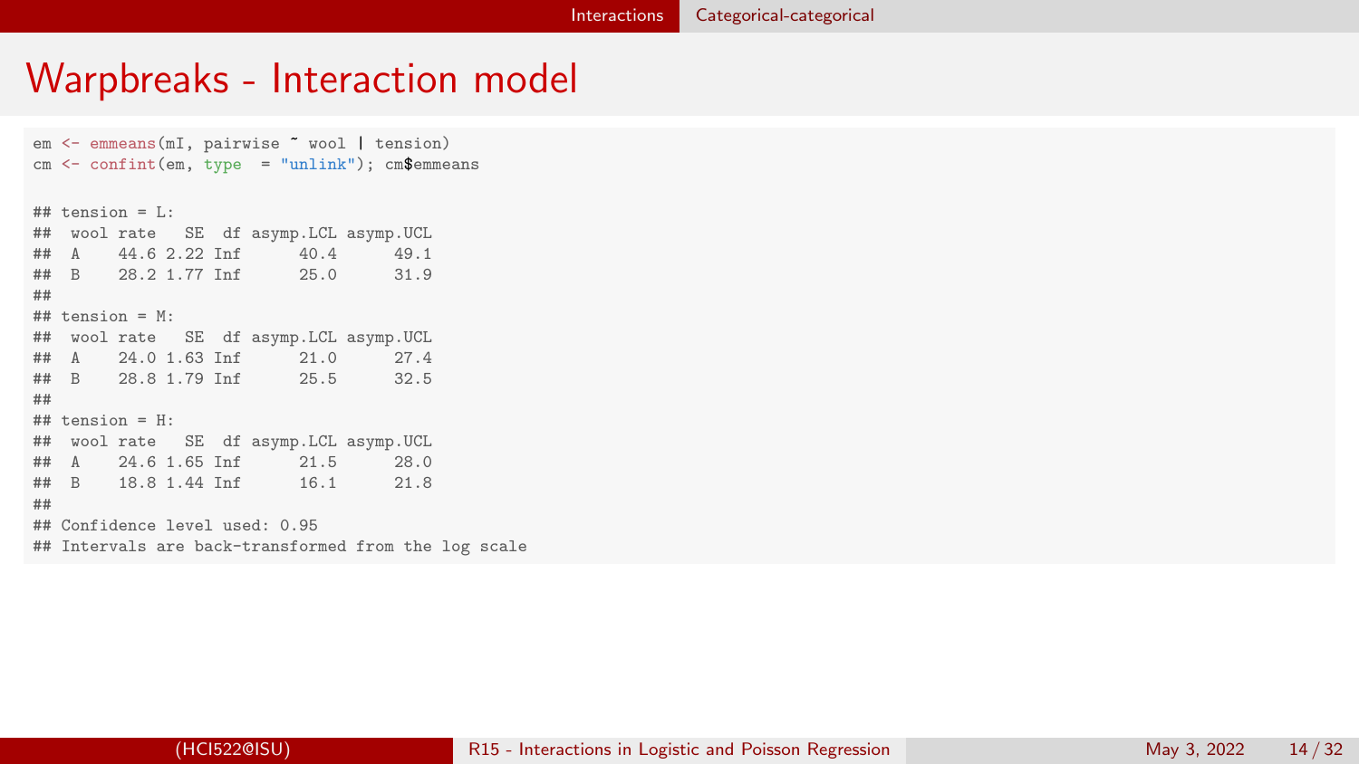# Warpbreaks - Interaction model

```
em <- emmeans(mI, pairwise ~ wool | tension)
cm <- confint(em, type  = "unlink"); cm$emmeans

## tension = L:
##  wool rate   SE  df asymp.LCL asymp.UCL
##  A    44.6 2.22 Inf      40.4      49.1
##  B    28.2 1.77 Inf      25.0      31.9
##
## tension = M:
##  wool rate   SE  df asymp.LCL asymp.UCL
##  A    24.0 1.63 Inf      21.0      27.4
##  B    28.8 1.79 Inf      25.5      32.5
##
## tension = H:
##  wool rate   SE  df asymp.LCL asymp.UCL
##  A    24.6 1.65 Inf      21.5      28.0
##  B    18.8 1.44 Inf      16.1      21.8
##
## Confidence level used: 0.95
## Intervals are back-transformed from the log scale
```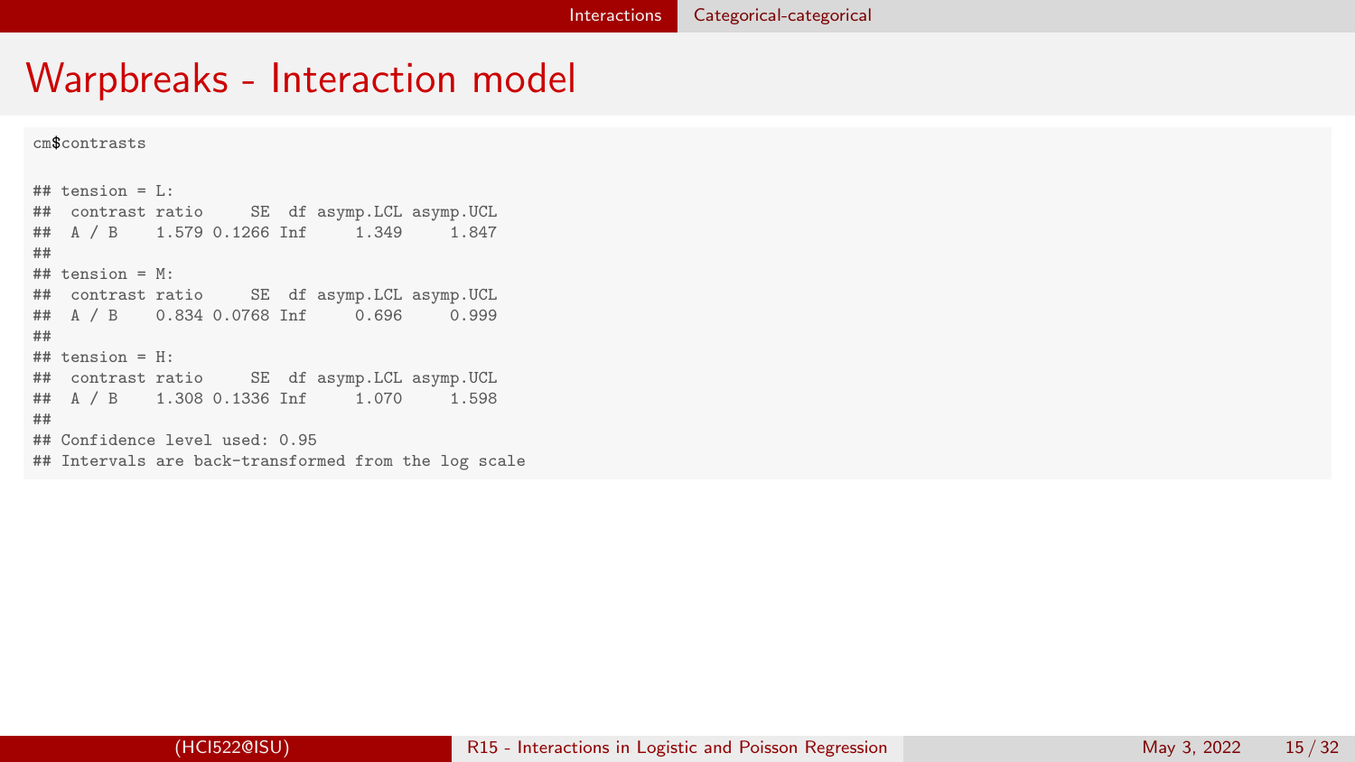# Warpbreaks - Interaction model

```
cm$contrasts

## tension = L:
##  contrast ratio     SE  df asymp.LCL asymp.UCL
##  A / B    1.579 0.1266 Inf     1.349     1.847
##
## tension = M:
##  contrast ratio     SE  df asymp.LCL asymp.UCL
##  A / B    0.834 0.0768 Inf     0.696     0.999
##
## tension = H:
##  contrast ratio     SE  df asymp.LCL asymp.UCL
##  A / B    1.308 0.1336 Inf     1.070     1.598
##
## Confidence level used: 0.95
## Intervals are back-transformed from the log scale
```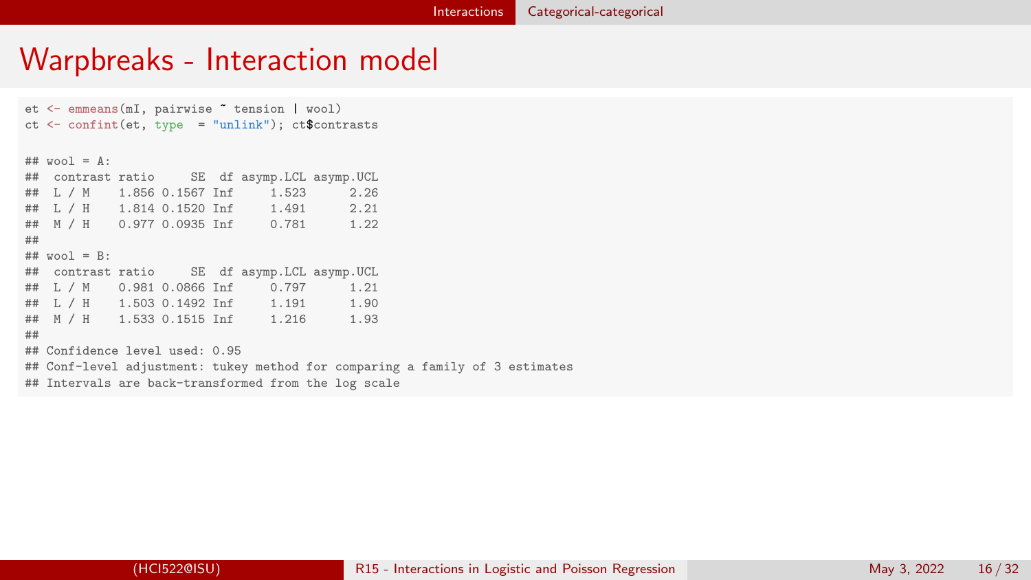# Warpbreaks - Interaction model

```
et <- emmeans(mI, pairwise ~ tension | wool)
ct <- confint(et, type  = "unlink"); ct$contrasts

## wool = A:
##  contrast ratio     SE  df asymp.LCL asymp.UCL
##  L / M    1.856 0.1567 Inf     1.523      2.26
##  L / H    1.814 0.1520 Inf     1.491      2.21
##  M / H    0.977 0.0935 Inf     0.781      1.22
##
## wool = B:
##  contrast ratio     SE  df asymp.LCL asymp.UCL
##  L / M    0.981 0.0866 Inf     0.797      1.21
##  L / H    1.503 0.1492 Inf     1.191      1.90
##  M / H    1.533 0.1515 Inf     1.216      1.93
##
## Confidence level used: 0.95
## Conf-level adjustment: tukey method for comparing a family of 3 estimates
## Intervals are back-transformed from the log scale
```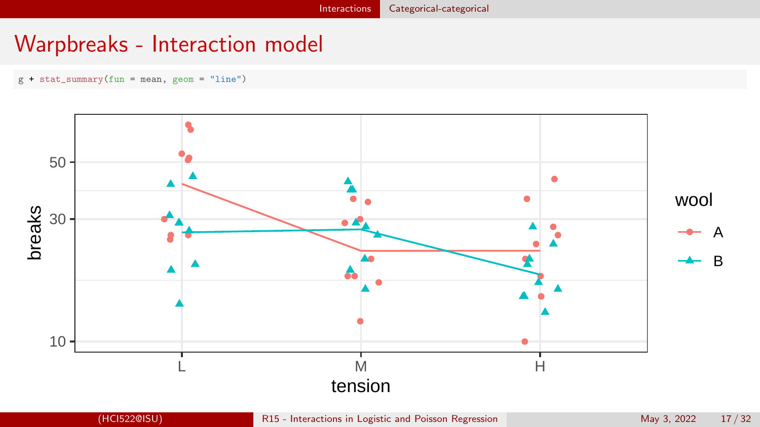# Warpbreaks - Interaction model

```
g + stat_summary(fun = mean, geom = "line")
```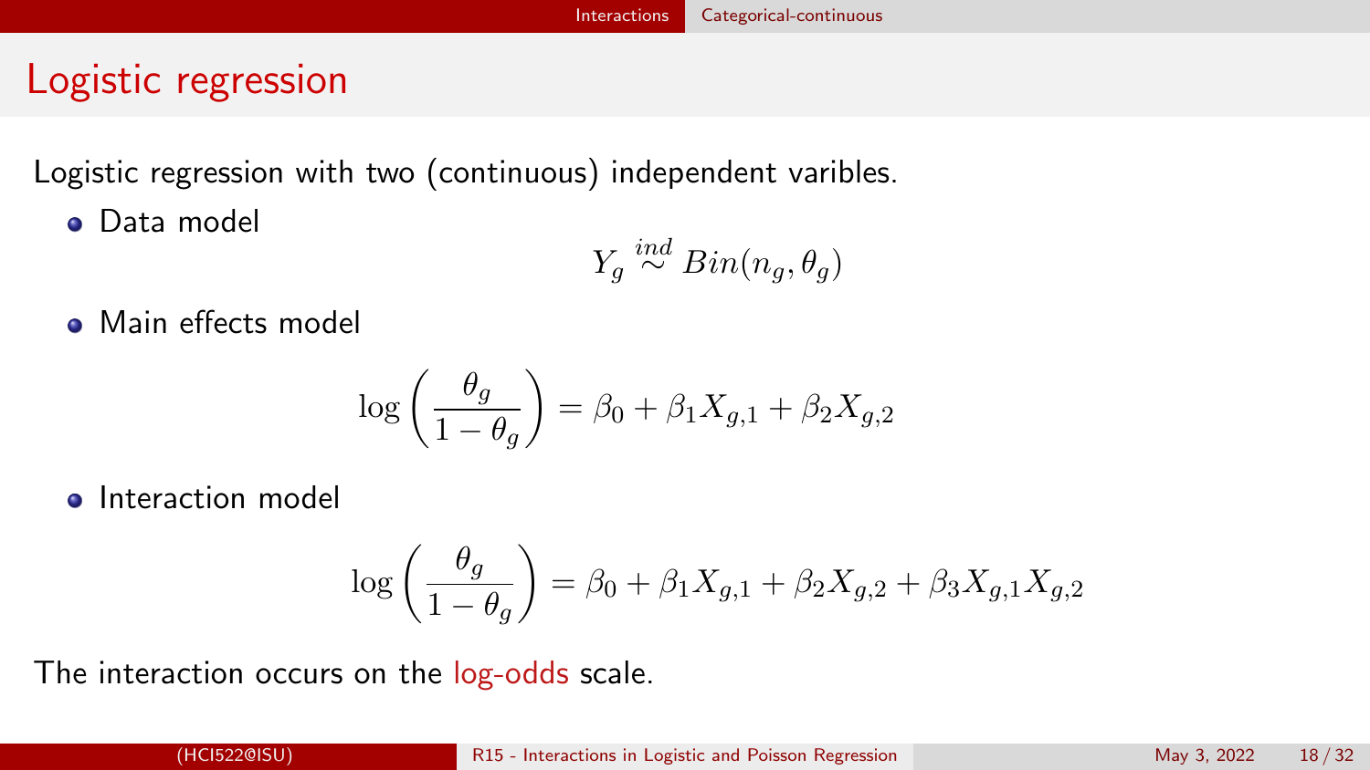# Logistic regression

Logistic regression with two (continuous) independent varibles.

- Data model

$$Y_g \stackrel{ind}{\sim} Bin(n_g, \theta_g)$$

- Main effects model

$$\log\left(\frac{\theta_g}{1-\theta_g}\right) = \beta_0 + \beta_1 X_{g,1} + \beta_2 X_{g,2}$$

- Interaction model

$$\log\left(\frac{\theta_g}{1-\theta_g}\right) = \beta_0 + \beta_1 X_{g,1} + \beta_2 X_{g,2} + \beta_3 X_{g,1} X_{g,2}$$

The interaction occurs on the log-odds scale.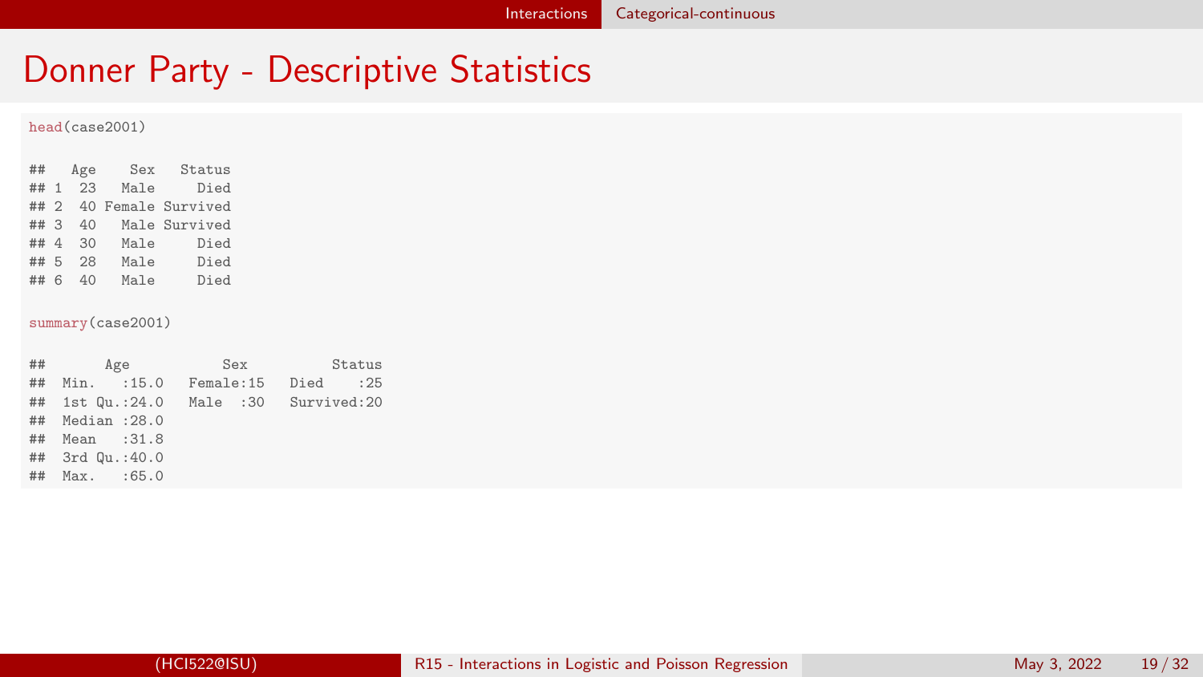# Donner Party - Descriptive Statistics

```
head(case2001)
```

```
##   Age    Sex   Status
## 1  23   Male     Died
## 2  40 Female Survived
## 3  40   Male Survived
## 4  30   Male     Died
## 5  28   Male     Died
## 6  40   Male     Died
```

```
summary(case2001)
```

```
##       Age            Sex          Status
##  Min.   :15.0   Female:15   Died    :25
##  1st Qu.:24.0   Male  :30   Survived:20
##  Median :28.0
##  Mean   :31.8
##  3rd Qu.:40.0
##  Max.   :65.0
```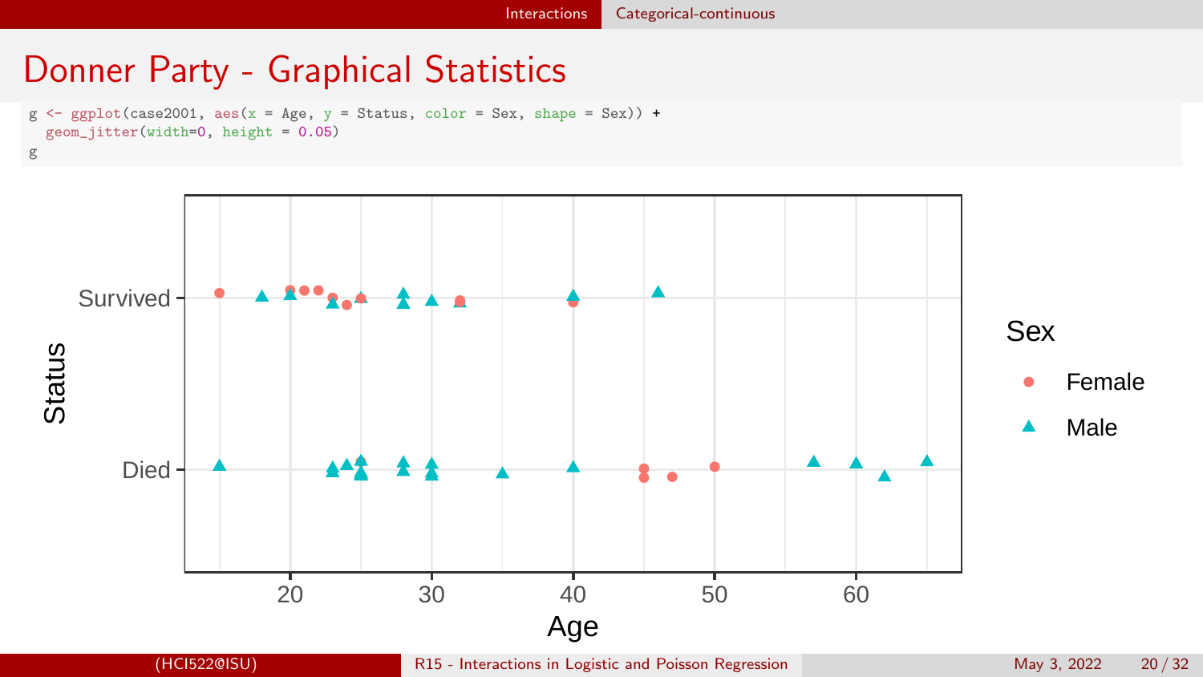# Donner Party - Graphical Statistics

```
g <- ggplot(case2001, aes(x = Age, y = Status, color = Sex, shape = Sex)) +
  geom_jitter(width=0, height = 0.05)
g
```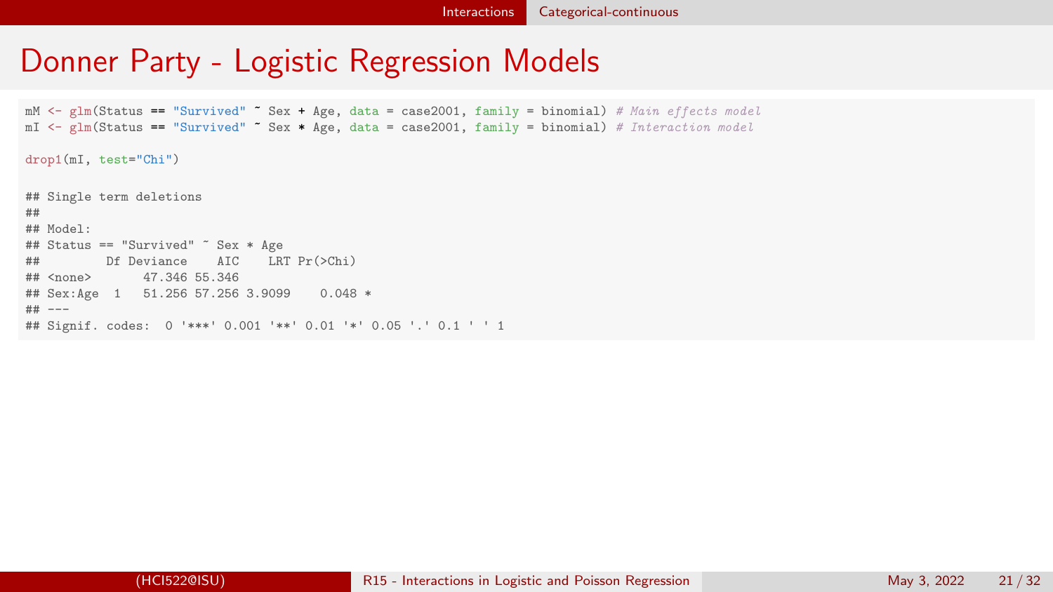# Donner Party - Logistic Regression Models

```
mM <- glm(Status == "Survived" ~ Sex + Age, data = case2001, family = binomial) # Main effects model
mI <- glm(Status == "Survived" ~ Sex * Age, data = case2001, family = binomial) # Interaction model

drop1(mI, test="Chi")

## Single term deletions
##
## Model:
## Status == "Survived" ~ Sex * Age
##         Df Deviance    AIC    LRT Pr(>Chi)
## <none>       47.346 55.346
## Sex:Age  1   51.256 57.256 3.9099    0.048 *
## ---
## Signif. codes:  0 '***' 0.001 '**' 0.01 '*' 0.05 '.' 0.1 ' ' 1
```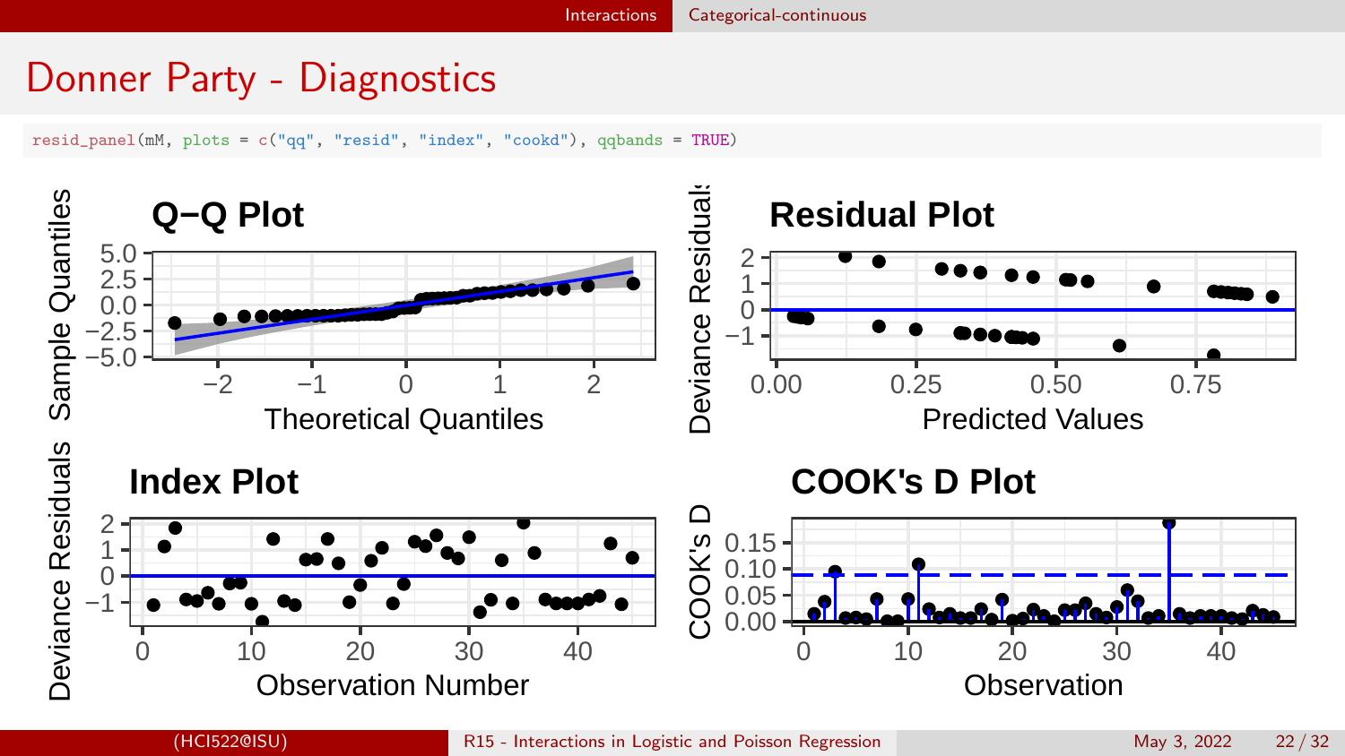# Donner Party - Diagnostics

```
resid_panel(mM, plots = c("qq", "resid", "index", "cookd"), qqbands = TRUE)
```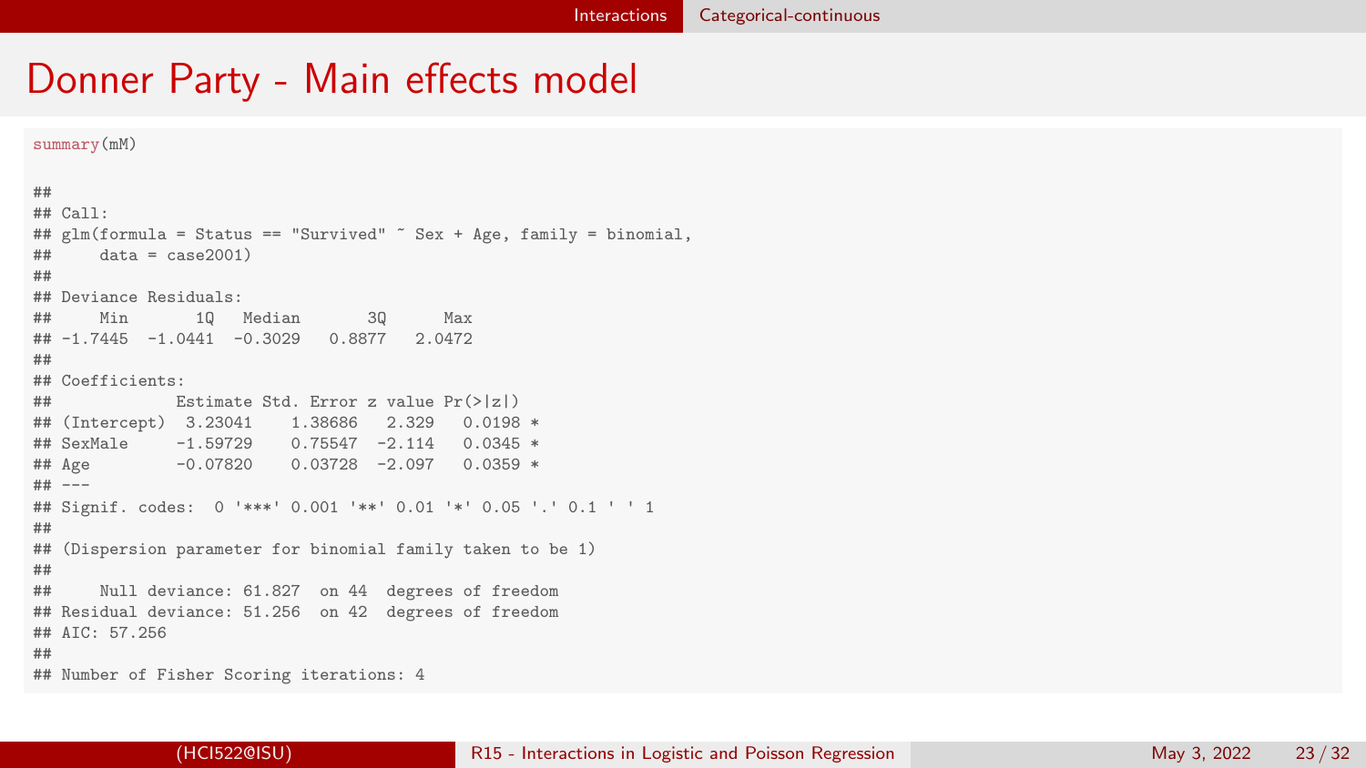# Donner Party - Main effects model

```
summary(mM)

##
## Call:
## glm(formula = Status == "Survived" ~ Sex + Age, family = binomial,
##     data = case2001)
##
## Deviance Residuals:
##     Min       1Q   Median       3Q      Max
## -1.7445  -1.0441  -0.3029   0.8877   2.0472
##
## Coefficients:
##             Estimate Std. Error z value Pr(>|z|)
## (Intercept)  3.23041    1.38686   2.329   0.0198 *
## SexMale     -1.59729    0.75547  -2.114   0.0345 *
## Age         -0.07820    0.03728  -2.097   0.0359 *
## ---
## Signif. codes:  0 '***' 0.001 '**' 0.01 '*' 0.05 '.' 0.1 ' ' 1
##
## (Dispersion parameter for binomial family taken to be 1)
##
##     Null deviance: 61.827  on 44  degrees of freedom
## Residual deviance: 51.256  on 42  degrees of freedom
## AIC: 57.256
##
## Number of Fisher Scoring iterations: 4
```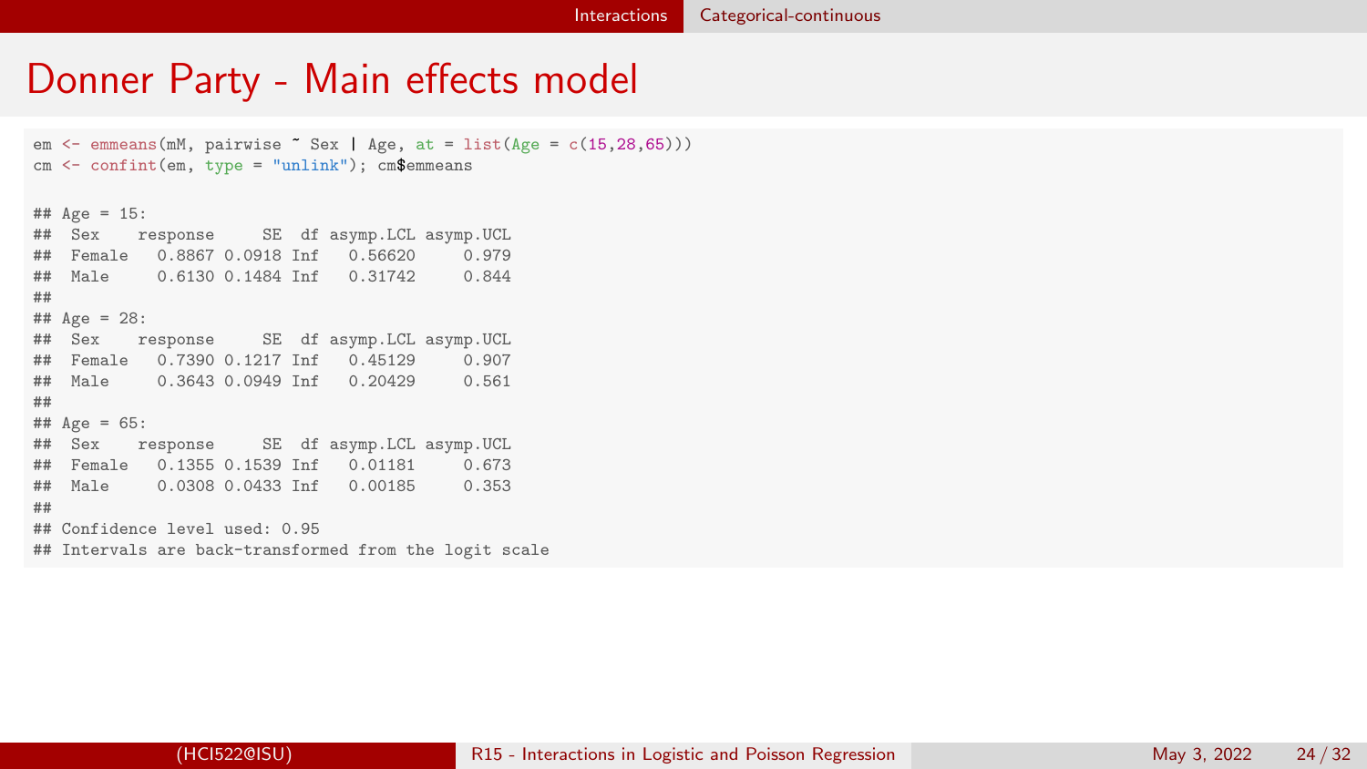# Donner Party - Main effects model

```
em <- emmeans(mM, pairwise ~ Sex | Age, at = list(Age = c(15,28,65)))
cm <- confint(em, type = "unlink"); cm$emmeans

## Age = 15:
##  Sex    response     SE  df asymp.LCL asymp.UCL
##  Female   0.8867 0.0918 Inf   0.56620     0.979
##  Male     0.6130 0.1484 Inf   0.31742     0.844
##
## Age = 28:
##  Sex    response     SE  df asymp.LCL asymp.UCL
##  Female   0.7390 0.1217 Inf   0.45129     0.907
##  Male     0.3643 0.0949 Inf   0.20429     0.561
##
## Age = 65:
##  Sex    response     SE  df asymp.LCL asymp.UCL
##  Female   0.1355 0.1539 Inf   0.01181     0.673
##  Male     0.0308 0.0433 Inf   0.00185     0.353
##
## Confidence level used: 0.95
## Intervals are back-transformed from the logit scale
```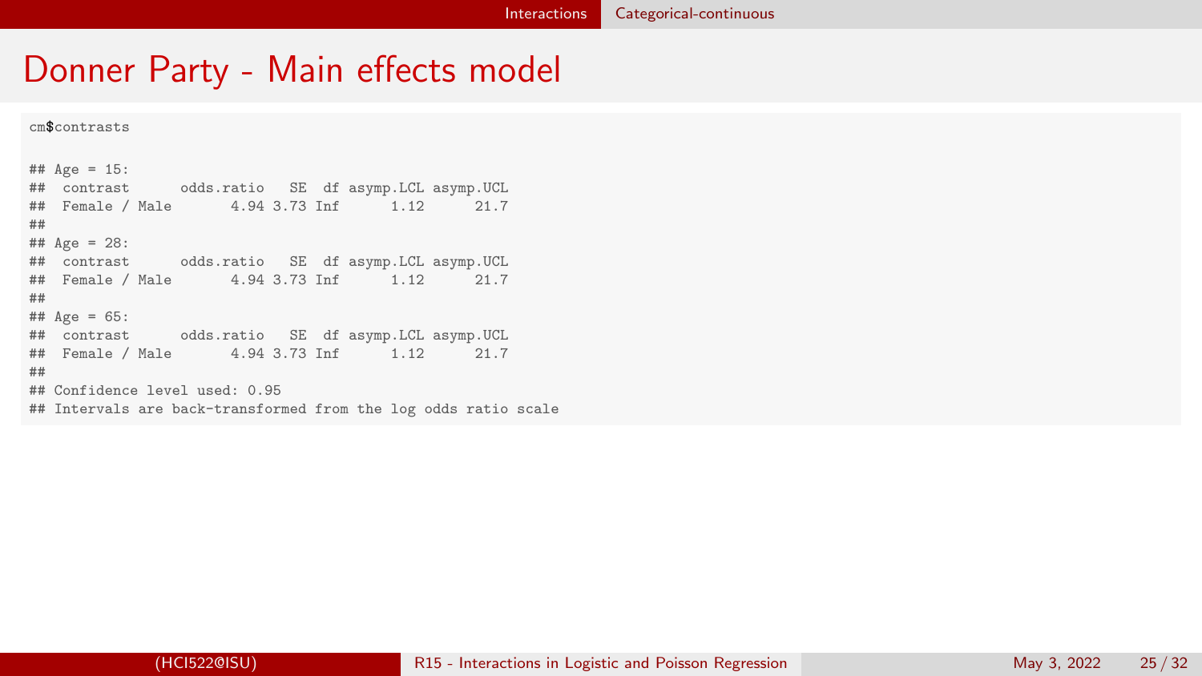# Donner Party - Main effects model

```
cm$contrasts

## Age = 15:
##  contrast      odds.ratio   SE  df asymp.LCL asymp.UCL
##  Female / Male       4.94 3.73 Inf      1.12      21.7
##
## Age = 28:
##  contrast      odds.ratio   SE  df asymp.LCL asymp.UCL
##  Female / Male       4.94 3.73 Inf      1.12      21.7
##
## Age = 65:
##  contrast      odds.ratio   SE  df asymp.LCL asymp.UCL
##  Female / Male       4.94 3.73 Inf      1.12      21.7
##
## Confidence level used: 0.95
## Intervals are back-transformed from the log odds ratio scale
```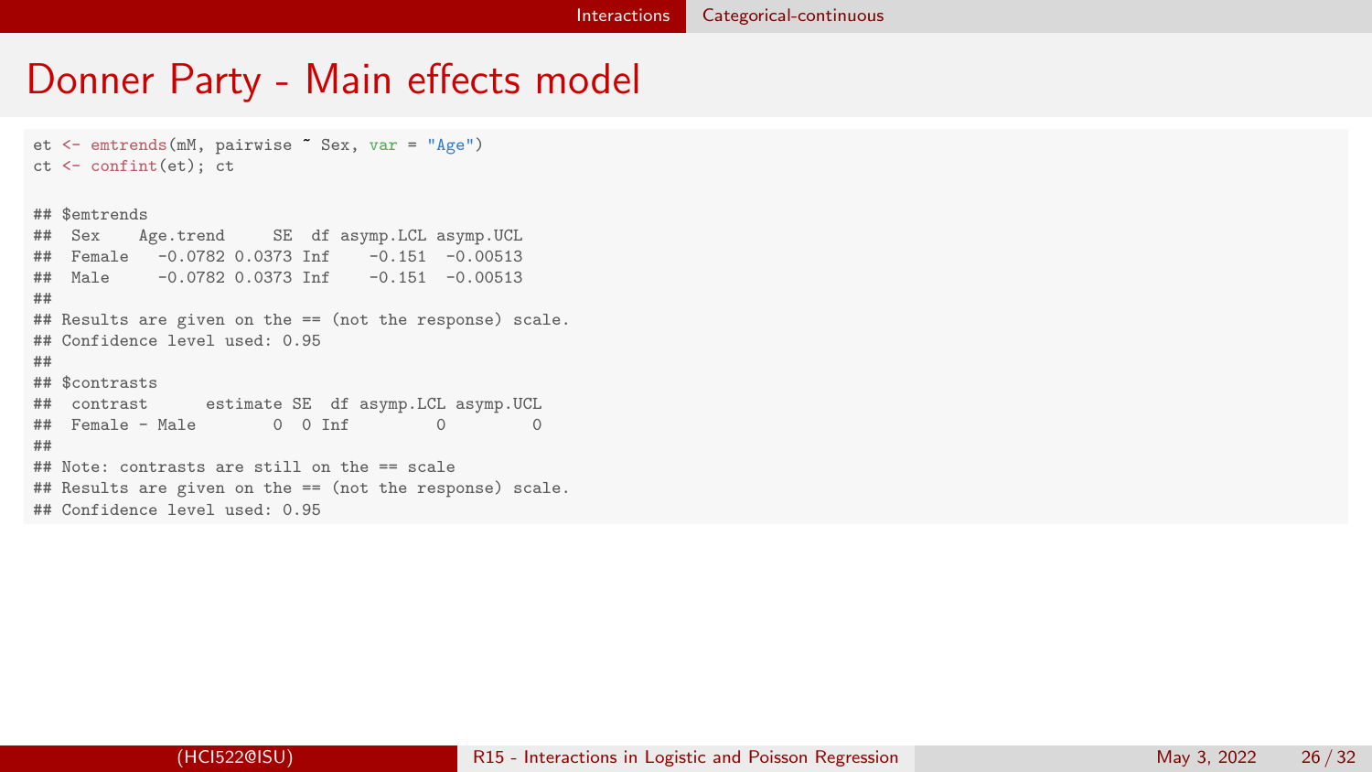# Donner Party - Main effects model

```
et <- emtrends(mM, pairwise ~ Sex, var = "Age")
ct <- confint(et); ct

## $emtrends
##  Sex    Age.trend     SE  df asymp.LCL asymp.UCL
##  Female   -0.0782 0.0373 Inf    -0.151  -0.00513
##  Male     -0.0782 0.0373 Inf    -0.151  -0.00513
##
## Results are given on the == (not the response) scale.
## Confidence level used: 0.95
##
## $contrasts
##  contrast      estimate SE  df asymp.LCL asymp.UCL
##  Female - Male        0  0 Inf         0         0
##
## Note: contrasts are still on the == scale
## Results are given on the == (not the response) scale.
## Confidence level used: 0.95
```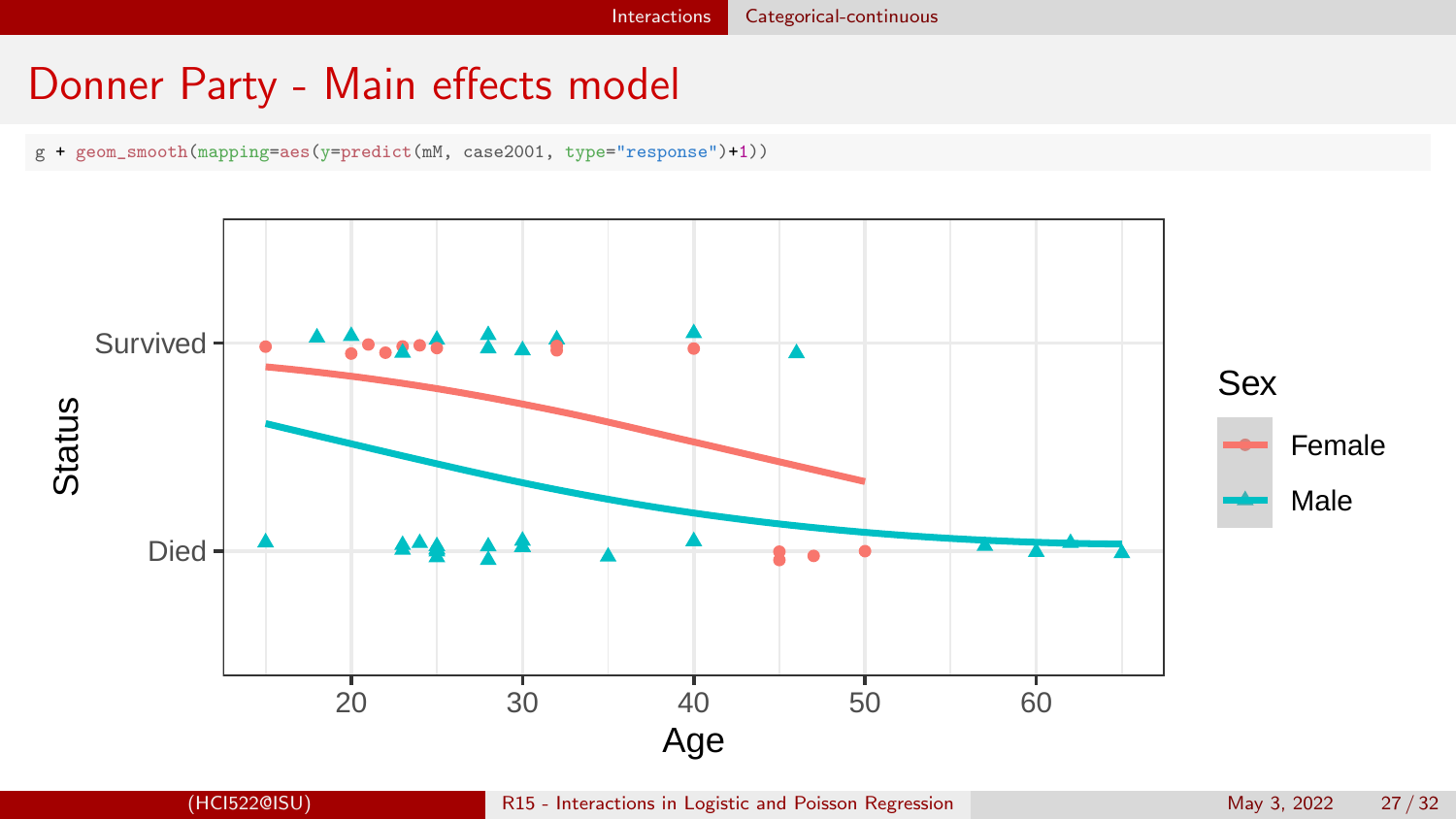# Donner Party - Main effects model

```
g + geom_smooth(mapping=aes(y=predict(mM, case2001, type="response")+1))
```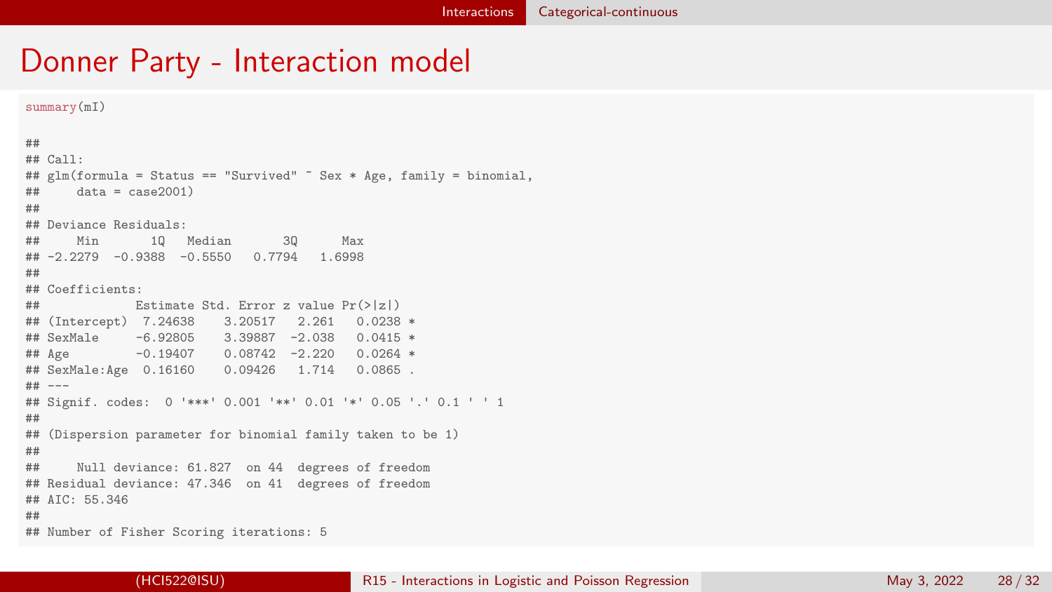# Donner Party - Interaction model

```
summary(mI)

##
## Call:
## glm(formula = Status == "Survived" ~ Sex * Age, family = binomial,
##     data = case2001)
##
## Deviance Residuals:
##     Min       1Q   Median       3Q      Max
## -2.2279  -0.9388  -0.5550   0.7794   1.6998
##
## Coefficients:
##             Estimate Std. Error z value Pr(>|z|)
## (Intercept)  7.24638    3.20517   2.261   0.0238 *
## SexMale     -6.92805    3.39887  -2.038   0.0415 *
## Age         -0.19407    0.08742  -2.220   0.0264 *
## SexMale:Age  0.16160    0.09426   1.714   0.0865 .
## ---
## Signif. codes:  0 '***' 0.001 '**' 0.01 '*' 0.05 '.' 0.1 ' ' 1
##
## (Dispersion parameter for binomial family taken to be 1)
##
##     Null deviance: 61.827  on 44  degrees of freedom
## Residual deviance: 47.346  on 41  degrees of freedom
## AIC: 55.346
##
## Number of Fisher Scoring iterations: 5
```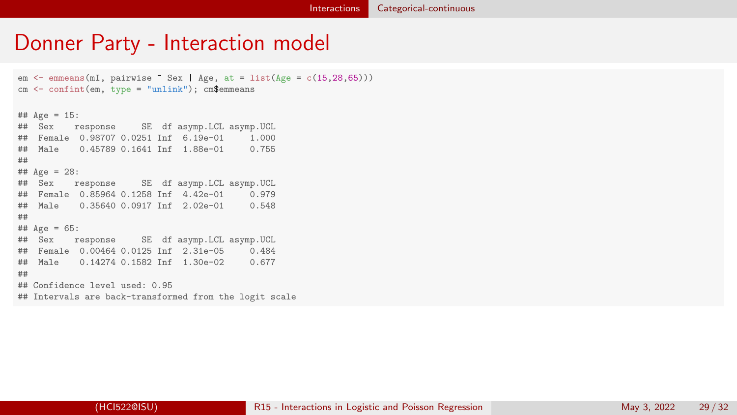# Donner Party - Interaction model

```
em <- emmeans(mI, pairwise ~ Sex | Age, at = list(Age = c(15,28,65)))
cm <- confint(em, type = "unlink"); cm$emmeans

## Age = 15:
##  Sex    response     SE  df asymp.LCL asymp.UCL
##  Female  0.98707 0.0251 Inf  6.19e-01     1.000
##  Male    0.45789 0.1641 Inf  1.88e-01     0.755
##
## Age = 28:
##  Sex    response     SE  df asymp.LCL asymp.UCL
##  Female  0.85964 0.1258 Inf  4.42e-01     0.979
##  Male    0.35640 0.0917 Inf  2.02e-01     0.548
##
## Age = 65:
##  Sex    response     SE  df asymp.LCL asymp.UCL
##  Female  0.00464 0.0125 Inf  2.31e-05     0.484
##  Male    0.14274 0.1582 Inf  1.30e-02     0.677
##
## Confidence level used: 0.95
## Intervals are back-transformed from the logit scale
```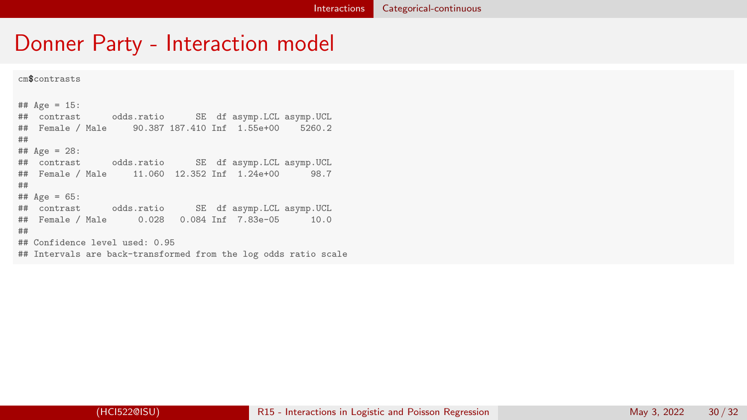# Donner Party - Interaction model

```
cm$contrasts

## Age = 15:
##  contrast      odds.ratio      SE  df asymp.LCL asymp.UCL
##  Female / Male     90.387 187.410 Inf  1.55e+00    5260.2
##
## Age = 28:
##  contrast      odds.ratio      SE  df asymp.LCL asymp.UCL
##  Female / Male     11.060  12.352 Inf  1.24e+00      98.7
##
## Age = 65:
##  contrast      odds.ratio      SE  df asymp.LCL asymp.UCL
##  Female / Male      0.028   0.084 Inf  7.83e-05      10.0
##
## Confidence level used: 0.95
## Intervals are back-transformed from the log odds ratio scale
```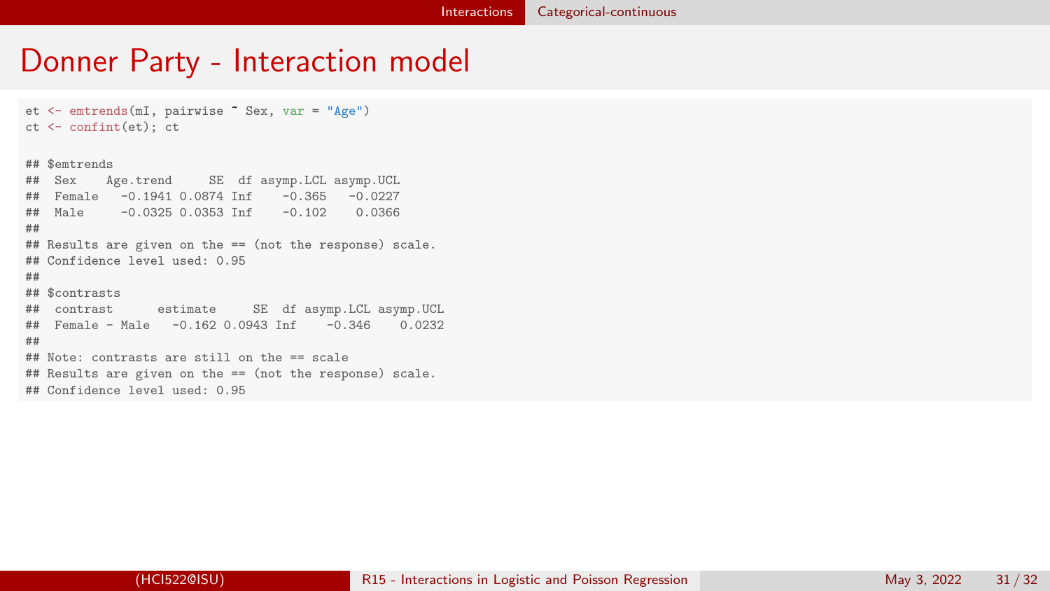# Donner Party - Interaction model

```
et <- emtrends(mI, pairwise ~ Sex, var = "Age")
ct <- confint(et); ct

## $emtrends
##  Sex    Age.trend     SE  df asymp.LCL asymp.UCL
##  Female   -0.1941 0.0874 Inf    -0.365   -0.0227
##  Male     -0.0325 0.0353 Inf    -0.102    0.0366
##
## Results are given on the == (not the response) scale.
## Confidence level used: 0.95
##
## $contrasts
##  contrast      estimate     SE  df asymp.LCL asymp.UCL
##  Female - Male   -0.162 0.0943 Inf    -0.346    0.0232
##
## Note: contrasts are still on the == scale
## Results are given on the == (not the response) scale.
## Confidence level used: 0.95
```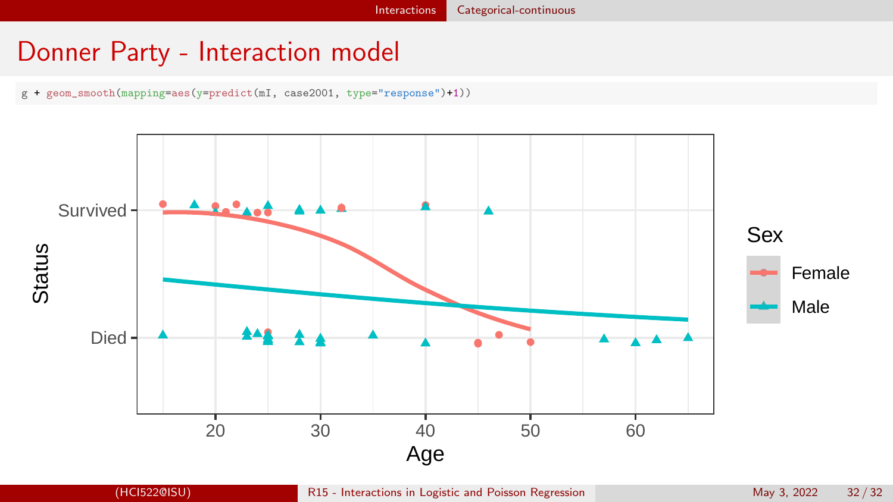# Donner Party - Interaction model

```
g + geom_smooth(mapping=aes(y=predict(mI, case2001, type="response")+1))
```

Status

Survived

Died

Age

20

30

40

50

60

Sex

Female

Male